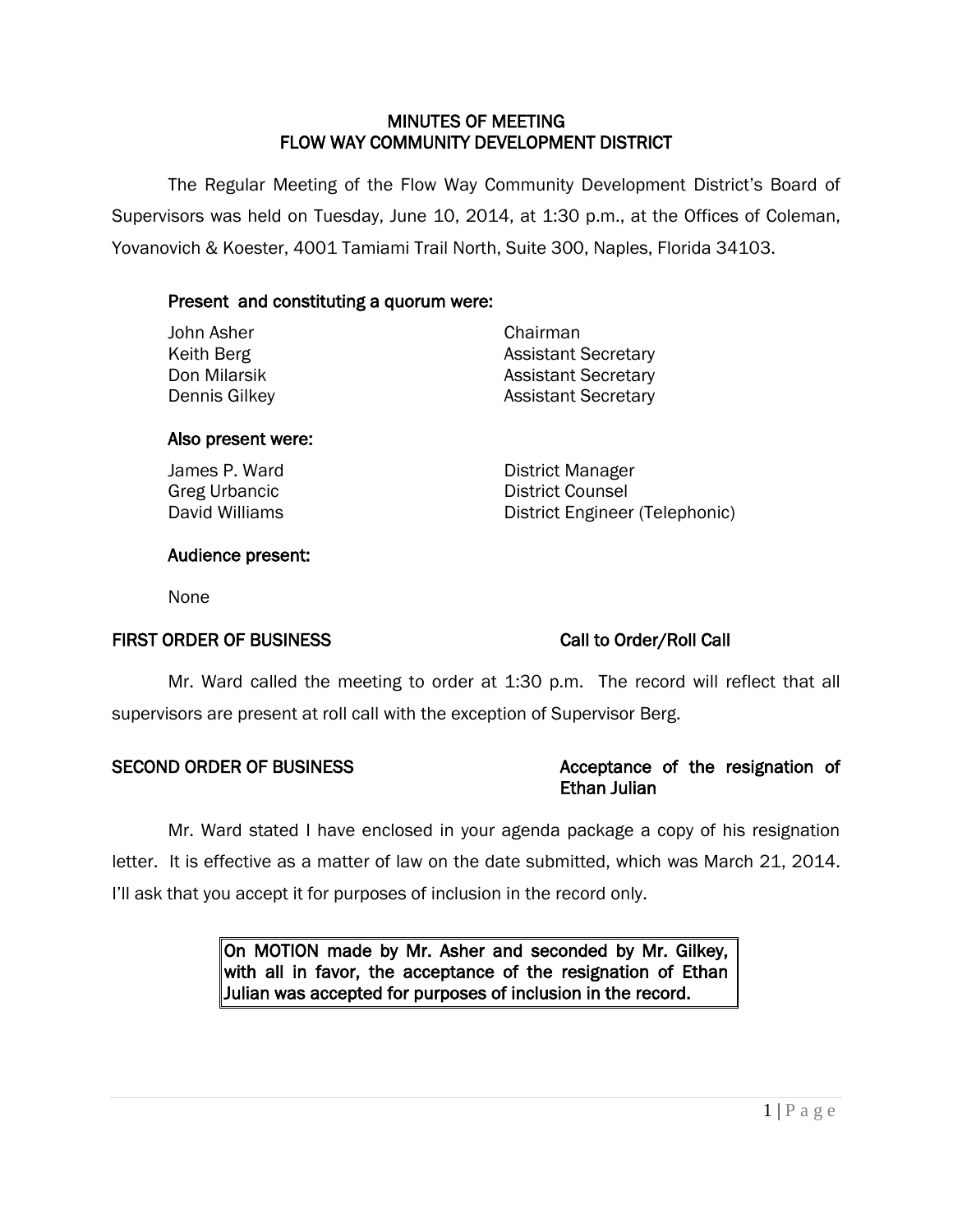# MINUTES OF MEETING
# FLOW WAY COMMUNITY DEVELOPMENT DISTRICT

The Regular Meeting of the Flow Way Community Development District's Board of Supervisors was held on Tuesday, June 10, 2014, at 1:30 p.m., at the Offices of Coleman, Yovanovich & Koester, 4001 Tamiami Trail North, Suite 300, Naples, Florida 34103.

**Present and constituting a quorum were:**

| | |
|---|---|
| John Asher | Chairman |
| Keith Berg | Assistant Secretary |
| Don Milarsik | Assistant Secretary |
| Dennis Gilkey | Assistant Secretary |

**Also present were:**

| | |
|---|---|
| James P. Ward | District Manager |
| Greg Urbancic | District Counsel |
| David Williams | District Engineer (Telephonic) |

**Audience present:**

None

**FIRST ORDER OF BUSINESS** — **Call to Order/Roll Call**

Mr. Ward called the meeting to order at 1:30 p.m. The record will reflect that all supervisors are present at roll call with the exception of Supervisor Berg.

**SECOND ORDER OF BUSINESS** — **Acceptance of the resignation of Ethan Julian**

Mr. Ward stated I have enclosed in your agenda package a copy of his resignation letter. It is effective as a matter of law on the date submitted, which was March 21, 2014. I'll ask that you accept it for purposes of inclusion in the record only.

> **On MOTION made by Mr. Asher and seconded by Mr. Gilkey, with all in favor, the acceptance of the resignation of Ethan Julian was accepted for purposes of inclusion in the record.**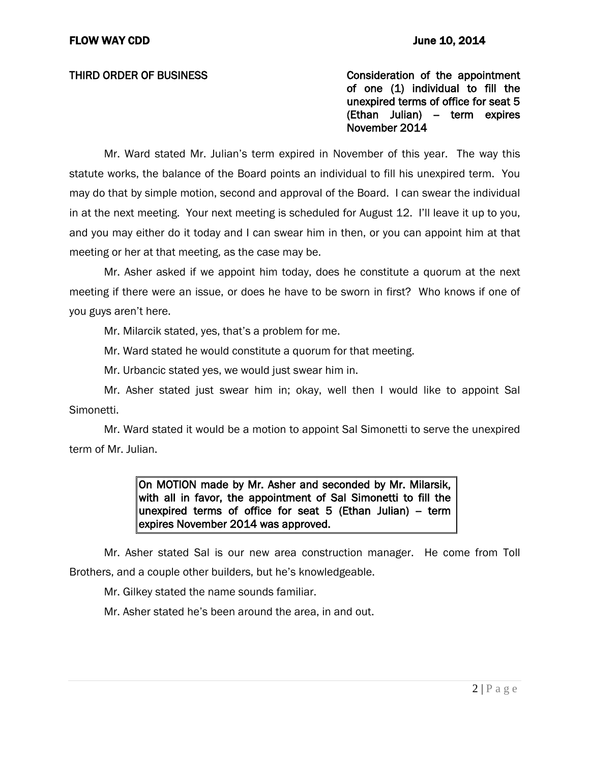**THIRD ORDER OF BUSINESS** **Consideration of the appointment of one (1) individual to fill the unexpired terms of office for seat 5 (Ethan Julian) – term expires November 2014**

Mr. Ward stated Mr. Julian's term expired in November of this year. The way this statute works, the balance of the Board points an individual to fill his unexpired term. You may do that by simple motion, second and approval of the Board. I can swear the individual in at the next meeting. Your next meeting is scheduled for August 12. I'll leave it up to you, and you may either do it today and I can swear him in then, or you can appoint him at that meeting or her at that meeting, as the case may be.

Mr. Asher asked if we appoint him today, does he constitute a quorum at the next meeting if there were an issue, or does he have to be sworn in first? Who knows if one of you guys aren't here.

Mr. Milarcik stated, yes, that's a problem for me.

Mr. Ward stated he would constitute a quorum for that meeting.

Mr. Urbancic stated yes, we would just swear him in.

Mr. Asher stated just swear him in; okay, well then I would like to appoint Sal Simonetti.

Mr. Ward stated it would be a motion to appoint Sal Simonetti to serve the unexpired term of Mr. Julian.

> **On MOTION made by Mr. Asher and seconded by Mr. Milarsik, with all in favor, the appointment of Sal Simonetti to fill the unexpired terms of office for seat 5 (Ethan Julian) – term expires November 2014 was approved.**

Mr. Asher stated Sal is our new area construction manager. He come from Toll Brothers, and a couple other builders, but he's knowledgeable.

Mr. Gilkey stated the name sounds familiar.

Mr. Asher stated he's been around the area, in and out.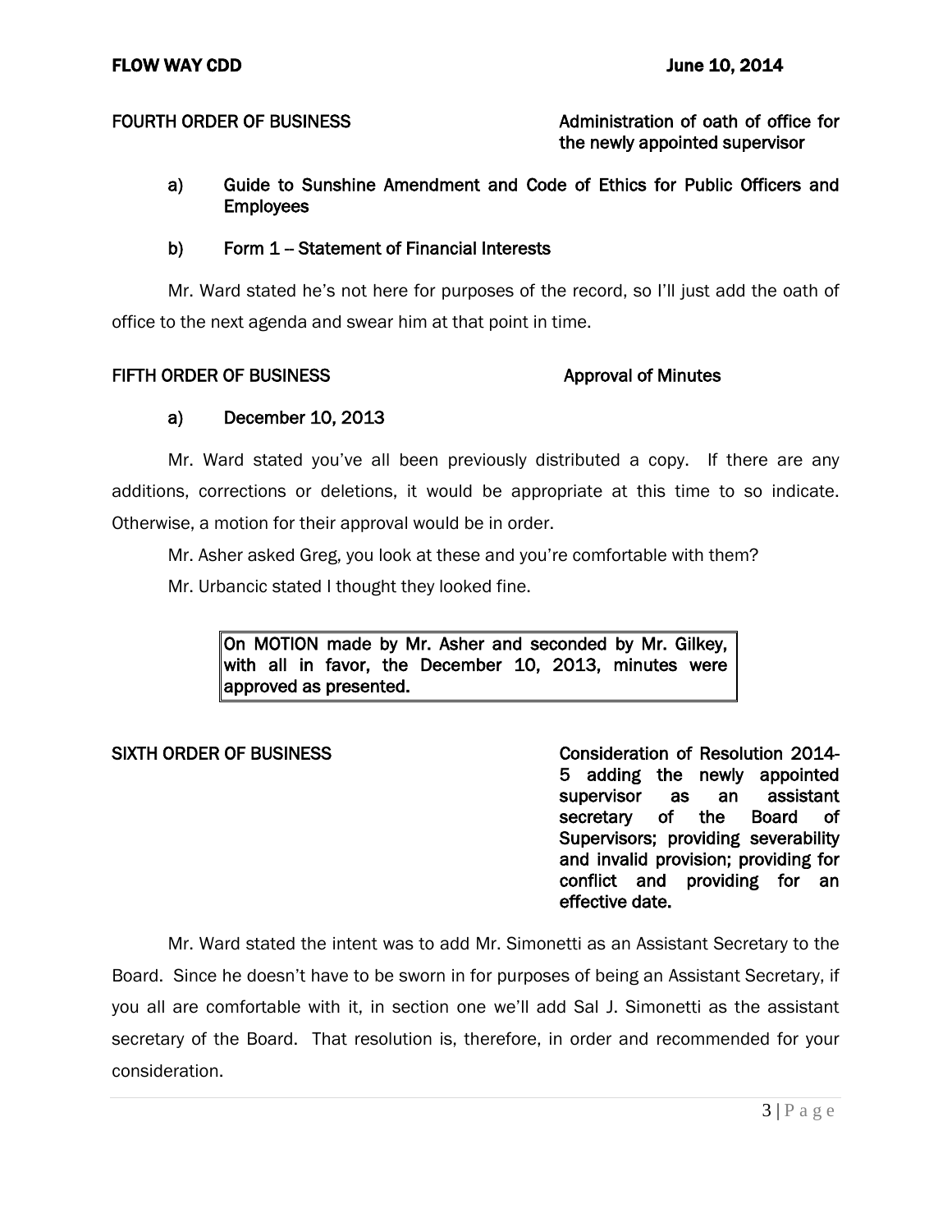**FOURTH ORDER OF BUSINESS** **Administration of oath of office for the newly appointed supervisor**

a) Guide to Sunshine Amendment and Code of Ethics for Public Officers and Employees

b) Form 1 – Statement of Financial Interests

Mr. Ward stated he's not here for purposes of the record, so I'll just add the oath of office to the next agenda and swear him at that point in time.

**FIFTH ORDER OF BUSINESS** **Approval of Minutes**

a) December 10, 2013

Mr. Ward stated you've all been previously distributed a copy. If there are any additions, corrections or deletions, it would be appropriate at this time to so indicate. Otherwise, a motion for their approval would be in order.

Mr. Asher asked Greg, you look at these and you're comfortable with them?

Mr. Urbancic stated I thought they looked fine.

> **On MOTION made by Mr. Asher and seconded by Mr. Gilkey, with all in favor, the December 10, 2013, minutes were approved as presented.**

**SIXTH ORDER OF BUSINESS** **Consideration of Resolution 2014-5 adding the newly appointed supervisor as an assistant secretary of the Board of Supervisors; providing severability and invalid provision; providing for conflict and providing for an effective date.**

Mr. Ward stated the intent was to add Mr. Simonetti as an Assistant Secretary to the Board. Since he doesn't have to be sworn in for purposes of being an Assistant Secretary, if you all are comfortable with it, in section one we'll add Sal J. Simonetti as the assistant secretary of the Board. That resolution is, therefore, in order and recommended for your consideration.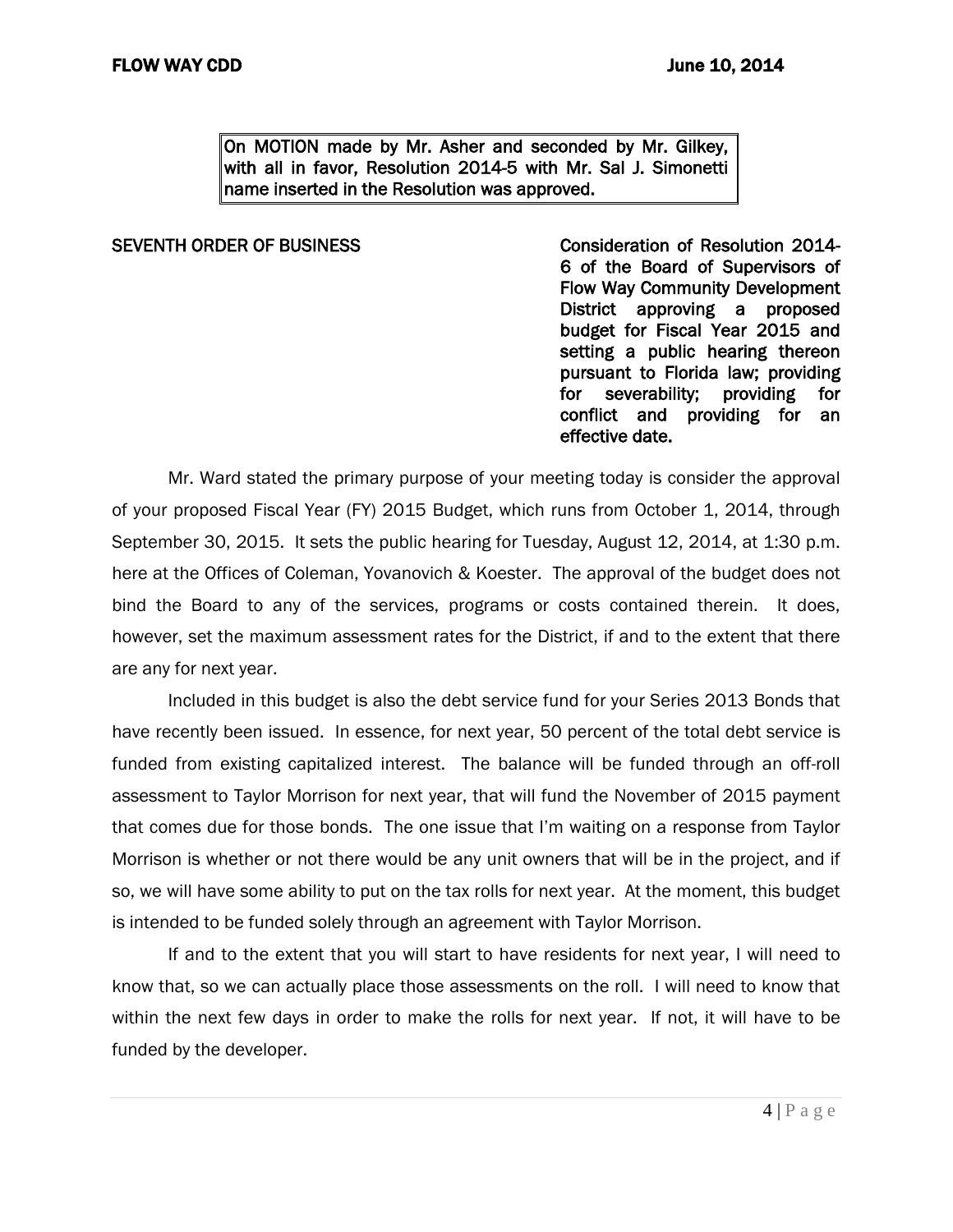**On MOTION made by Mr. Asher and seconded by Mr. Gilkey, with all in favor, Resolution 2014-5 with Mr. Sal J. Simonetti name inserted in the Resolution was approved.**

SEVENTH ORDER OF BUSINESS — **Consideration of Resolution 2014-6 of the Board of Supervisors of Flow Way Community Development District approving a proposed budget for Fiscal Year 2015 and setting a public hearing thereon pursuant to Florida law; providing for severability; providing for conflict and providing for an effective date.**

Mr. Ward stated the primary purpose of your meeting today is consider the approval of your proposed Fiscal Year (FY) 2015 Budget, which runs from October 1, 2014, through September 30, 2015. It sets the public hearing for Tuesday, August 12, 2014, at 1:30 p.m. here at the Offices of Coleman, Yovanovich & Koester. The approval of the budget does not bind the Board to any of the services, programs or costs contained therein. It does, however, set the maximum assessment rates for the District, if and to the extent that there are any for next year.

Included in this budget is also the debt service fund for your Series 2013 Bonds that have recently been issued. In essence, for next year, 50 percent of the total debt service is funded from existing capitalized interest. The balance will be funded through an off-roll assessment to Taylor Morrison for next year, that will fund the November of 2015 payment that comes due for those bonds. The one issue that I'm waiting on a response from Taylor Morrison is whether or not there would be any unit owners that will be in the project, and if so, we will have some ability to put on the tax rolls for next year. At the moment, this budget is intended to be funded solely through an agreement with Taylor Morrison.

If and to the extent that you will start to have residents for next year, I will need to know that, so we can actually place those assessments on the roll. I will need to know that within the next few days in order to make the rolls for next year. If not, it will have to be funded by the developer.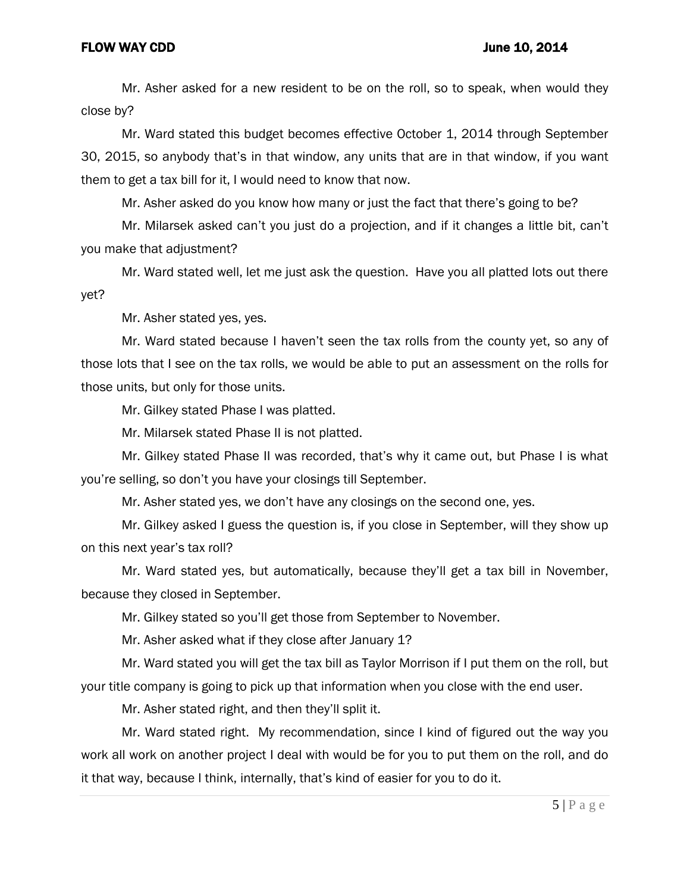Mr. Asher asked for a new resident to be on the roll, so to speak, when would they close by?

Mr. Ward stated this budget becomes effective October 1, 2014 through September 30, 2015, so anybody that's in that window, any units that are in that window, if you want them to get a tax bill for it, I would need to know that now.

Mr. Asher asked do you know how many or just the fact that there's going to be?

Mr. Milarsek asked can't you just do a projection, and if it changes a little bit, can't you make that adjustment?

Mr. Ward stated well, let me just ask the question. Have you all platted lots out there yet?

Mr. Asher stated yes, yes.

Mr. Ward stated because I haven't seen the tax rolls from the county yet, so any of those lots that I see on the tax rolls, we would be able to put an assessment on the rolls for those units, but only for those units.

Mr. Gilkey stated Phase I was platted.

Mr. Milarsek stated Phase II is not platted.

Mr. Gilkey stated Phase II was recorded, that's why it came out, but Phase I is what you're selling, so don't you have your closings till September.

Mr. Asher stated yes, we don't have any closings on the second one, yes.

Mr. Gilkey asked I guess the question is, if you close in September, will they show up on this next year's tax roll?

Mr. Ward stated yes, but automatically, because they'll get a tax bill in November, because they closed in September.

Mr. Gilkey stated so you'll get those from September to November.

Mr. Asher asked what if they close after January 1?

Mr. Ward stated you will get the tax bill as Taylor Morrison if I put them on the roll, but your title company is going to pick up that information when you close with the end user.

Mr. Asher stated right, and then they'll split it.

Mr. Ward stated right. My recommendation, since I kind of figured out the way you work all work on another project I deal with would be for you to put them on the roll, and do it that way, because I think, internally, that's kind of easier for you to do it.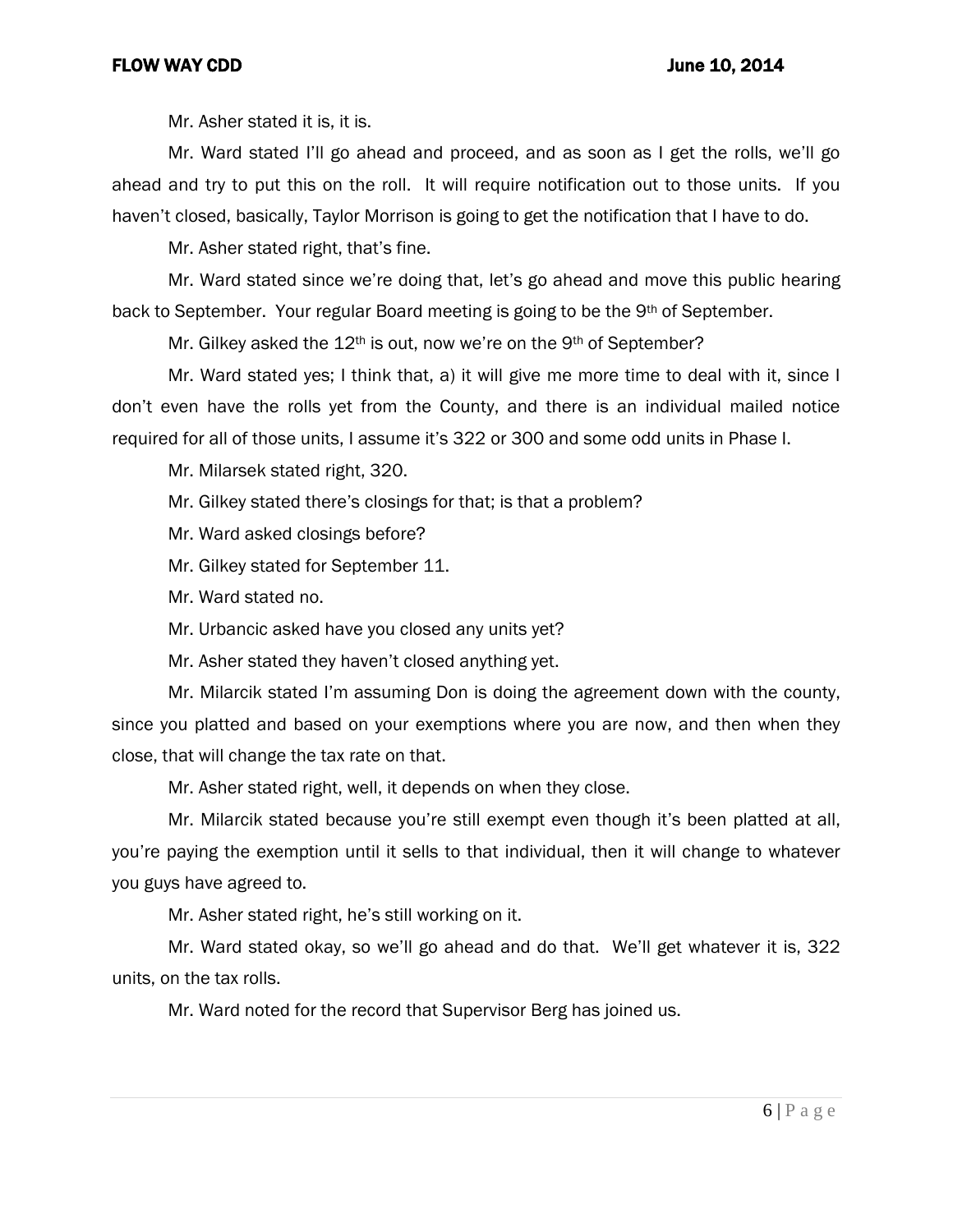Mr. Asher stated it is, it is.

Mr. Ward stated I'll go ahead and proceed, and as soon as I get the rolls, we'll go ahead and try to put this on the roll. It will require notification out to those units. If you haven't closed, basically, Taylor Morrison is going to get the notification that I have to do.

Mr. Asher stated right, that's fine.

Mr. Ward stated since we're doing that, let's go ahead and move this public hearing back to September. Your regular Board meeting is going to be the 9th of September.

Mr. Gilkey asked the 12th is out, now we're on the 9th of September?

Mr. Ward stated yes; I think that, a) it will give me more time to deal with it, since I don't even have the rolls yet from the County, and there is an individual mailed notice required for all of those units, I assume it's 322 or 300 and some odd units in Phase I.

Mr. Milarsek stated right, 320.

Mr. Gilkey stated there's closings for that; is that a problem?

Mr. Ward asked closings before?

Mr. Gilkey stated for September 11.

Mr. Ward stated no.

Mr. Urbancic asked have you closed any units yet?

Mr. Asher stated they haven't closed anything yet.

Mr. Milarcik stated I'm assuming Don is doing the agreement down with the county, since you platted and based on your exemptions where you are now, and then when they close, that will change the tax rate on that.

Mr. Asher stated right, well, it depends on when they close.

Mr. Milarcik stated because you're still exempt even though it's been platted at all, you're paying the exemption until it sells to that individual, then it will change to whatever you guys have agreed to.

Mr. Asher stated right, he's still working on it.

Mr. Ward stated okay, so we'll go ahead and do that. We'll get whatever it is, 322 units, on the tax rolls.

Mr. Ward noted for the record that Supervisor Berg has joined us.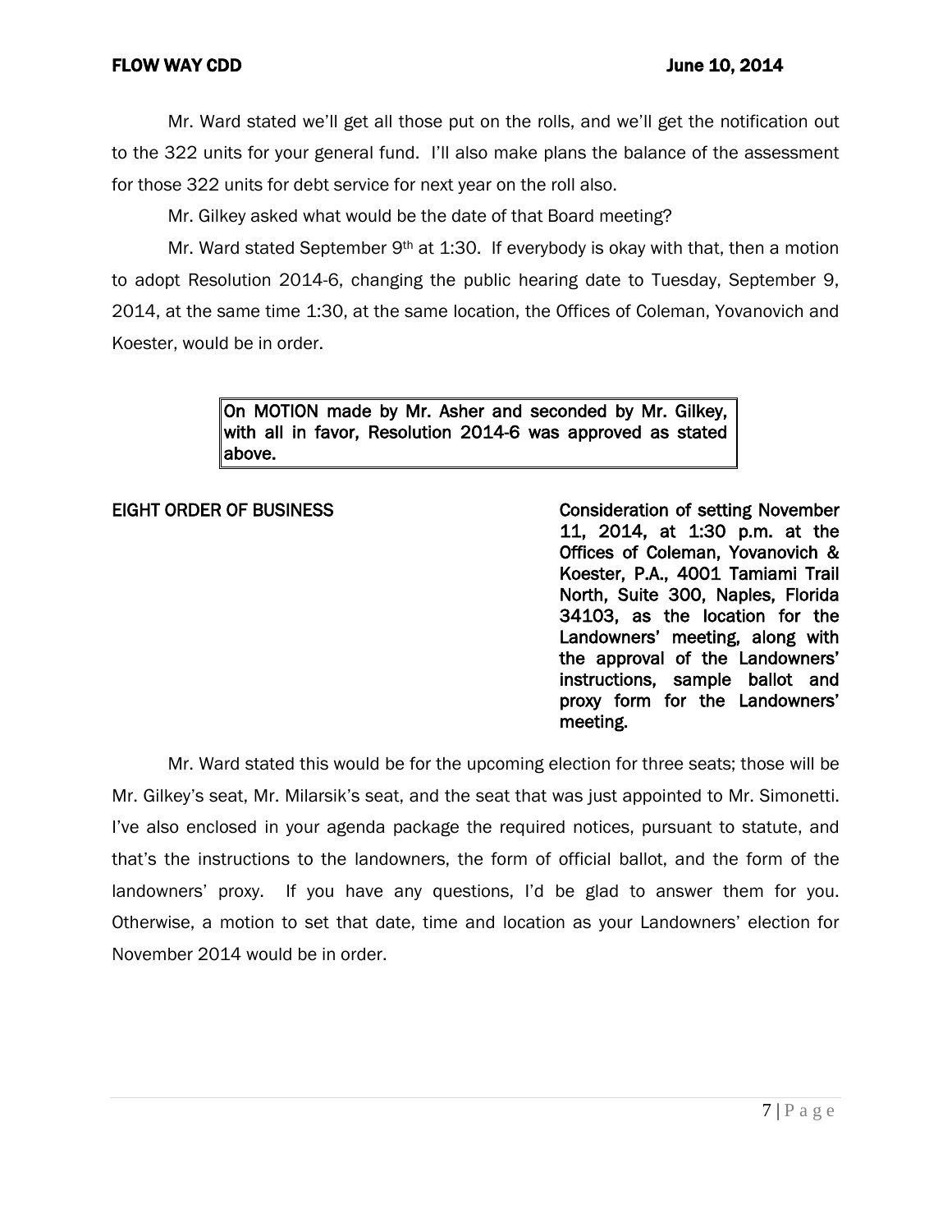Mr. Ward stated we'll get all those put on the rolls, and we'll get the notification out to the 322 units for your general fund. I'll also make plans the balance of the assessment for those 322 units for debt service for next year on the roll also.

Mr. Gilkey asked what would be the date of that Board meeting?

Mr. Ward stated September 9th at 1:30. If everybody is okay with that, then a motion to adopt Resolution 2014-6, changing the public hearing date to Tuesday, September 9, 2014, at the same time 1:30, at the same location, the Offices of Coleman, Yovanovich and Koester, would be in order.

> **On MOTION made by Mr. Asher and seconded by Mr. Gilkey, with all in favor, Resolution 2014-6 was approved as stated above.**

**EIGHT ORDER OF BUSINESS** — **Consideration of setting November 11, 2014, at 1:30 p.m. at the Offices of Coleman, Yovanovich & Koester, P.A., 4001 Tamiami Trail North, Suite 300, Naples, Florida 34103, as the location for the Landowners' meeting, along with the approval of the Landowners' instructions, sample ballot and proxy form for the Landowners' meeting.**

Mr. Ward stated this would be for the upcoming election for three seats; those will be Mr. Gilkey's seat, Mr. Milarsik's seat, and the seat that was just appointed to Mr. Simonetti. I've also enclosed in your agenda package the required notices, pursuant to statute, and that's the instructions to the landowners, the form of official ballot, and the form of the landowners' proxy. If you have any questions, I'd be glad to answer them for you. Otherwise, a motion to set that date, time and location as your Landowners' election for November 2014 would be in order.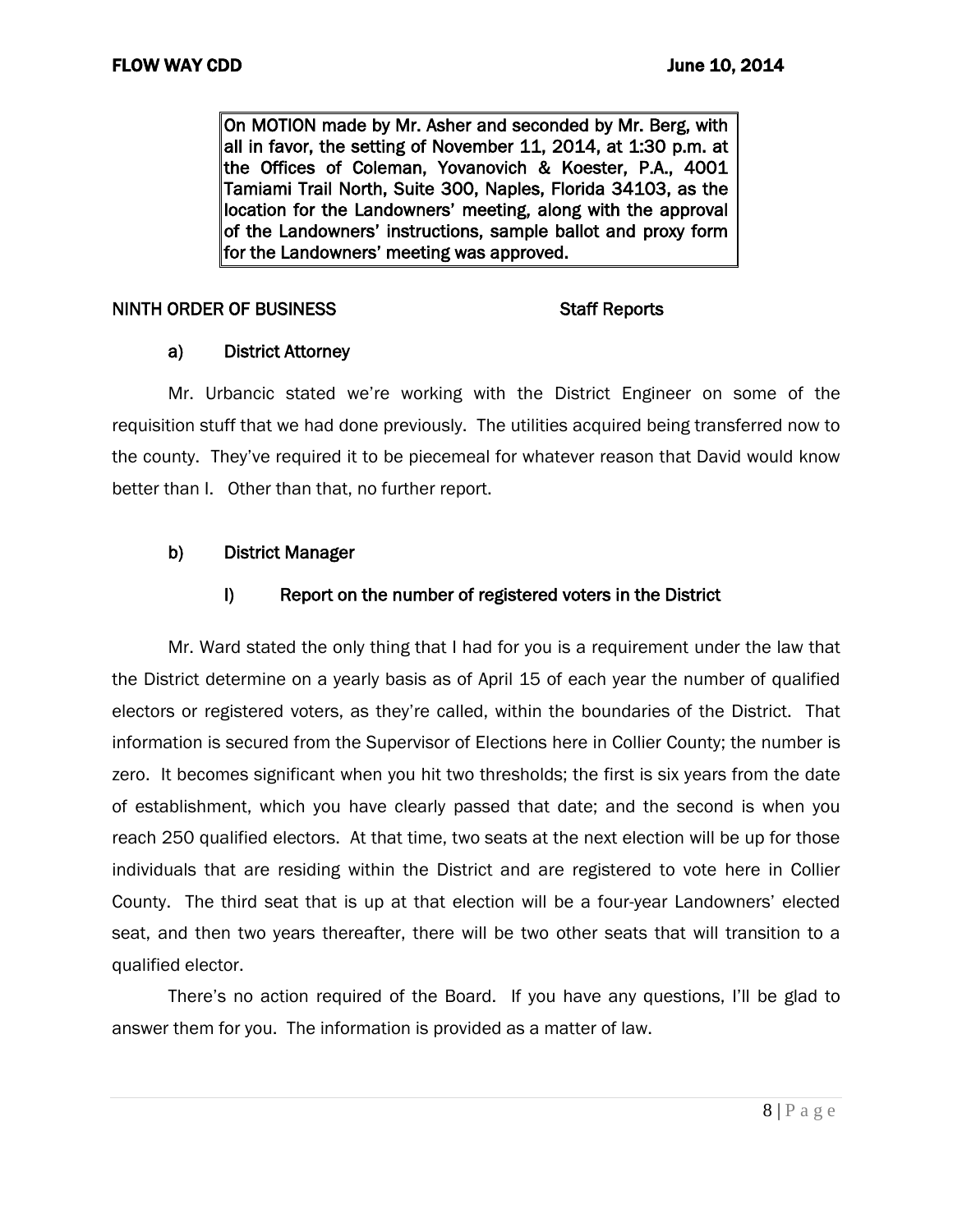**On MOTION made by Mr. Asher and seconded by Mr. Berg, with all in favor, the setting of November 11, 2014, at 1:30 p.m. at the Offices of Coleman, Yovanovich & Koester, P.A., 4001 Tamiami Trail North, Suite 300, Naples, Florida 34103, as the location for the Landowners' meeting, along with the approval of the Landowners' instructions, sample ballot and proxy form for the Landowners' meeting was approved.**

**NINTH ORDER OF BUSINESS Staff Reports**

**a) District Attorney**

Mr. Urbancic stated we're working with the District Engineer on some of the requisition stuff that we had done previously. The utilities acquired being transferred now to the county. They've required it to be piecemeal for whatever reason that David would know better than I. Other than that, no further report.

**b) District Manager**

**I) Report on the number of registered voters in the District**

Mr. Ward stated the only thing that I had for you is a requirement under the law that the District determine on a yearly basis as of April 15 of each year the number of qualified electors or registered voters, as they're called, within the boundaries of the District. That information is secured from the Supervisor of Elections here in Collier County; the number is zero. It becomes significant when you hit two thresholds; the first is six years from the date of establishment, which you have clearly passed that date; and the second is when you reach 250 qualified electors. At that time, two seats at the next election will be up for those individuals that are residing within the District and are registered to vote here in Collier County. The third seat that is up at that election will be a four-year Landowners' elected seat, and then two years thereafter, there will be two other seats that will transition to a qualified elector.

There's no action required of the Board. If you have any questions, I'll be glad to answer them for you. The information is provided as a matter of law.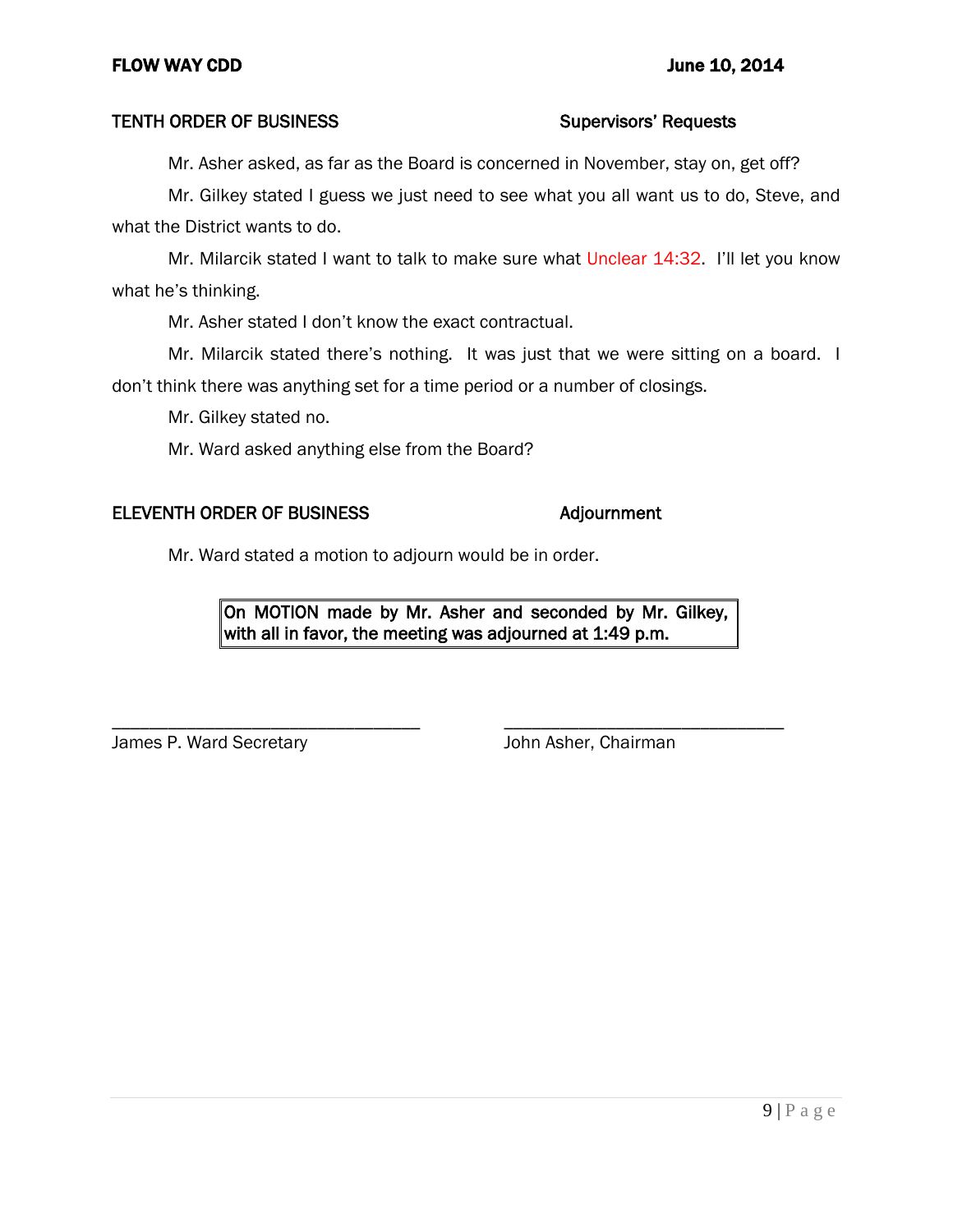**TENTH ORDER OF BUSINESS** **Supervisors' Requests**

Mr. Asher asked, as far as the Board is concerned in November, stay on, get off?

Mr. Gilkey stated I guess we just need to see what you all want us to do, Steve, and what the District wants to do.

Mr. Milarcik stated I want to talk to make sure what Unclear 14:32. I'll let you know what he's thinking.

Mr. Asher stated I don't know the exact contractual.

Mr. Milarcik stated there's nothing. It was just that we were sitting on a board. I don't think there was anything set for a time period or a number of closings.

Mr. Gilkey stated no.

Mr. Ward asked anything else from the Board?

**ELEVENTH ORDER OF BUSINESS** **Adjournment**

Mr. Ward stated a motion to adjourn would be in order.

> **On MOTION made by Mr. Asher and seconded by Mr. Gilkey, with all in favor, the meeting was adjourned at 1:49 p.m.**

\_\_\_\_\_\_\_\_\_\_\_\_\_\_\_\_\_\_\_\_\_\_\_\_\_\_\_\_\_\_\_\_\_\_\_\_ \_\_\_\_\_\_\_\_\_\_\_\_\_\_\_\_\_\_\_\_\_\_\_\_\_\_\_\_\_\_\_\_\_\_\_\_

James P. Ward Secretary John Asher, Chairman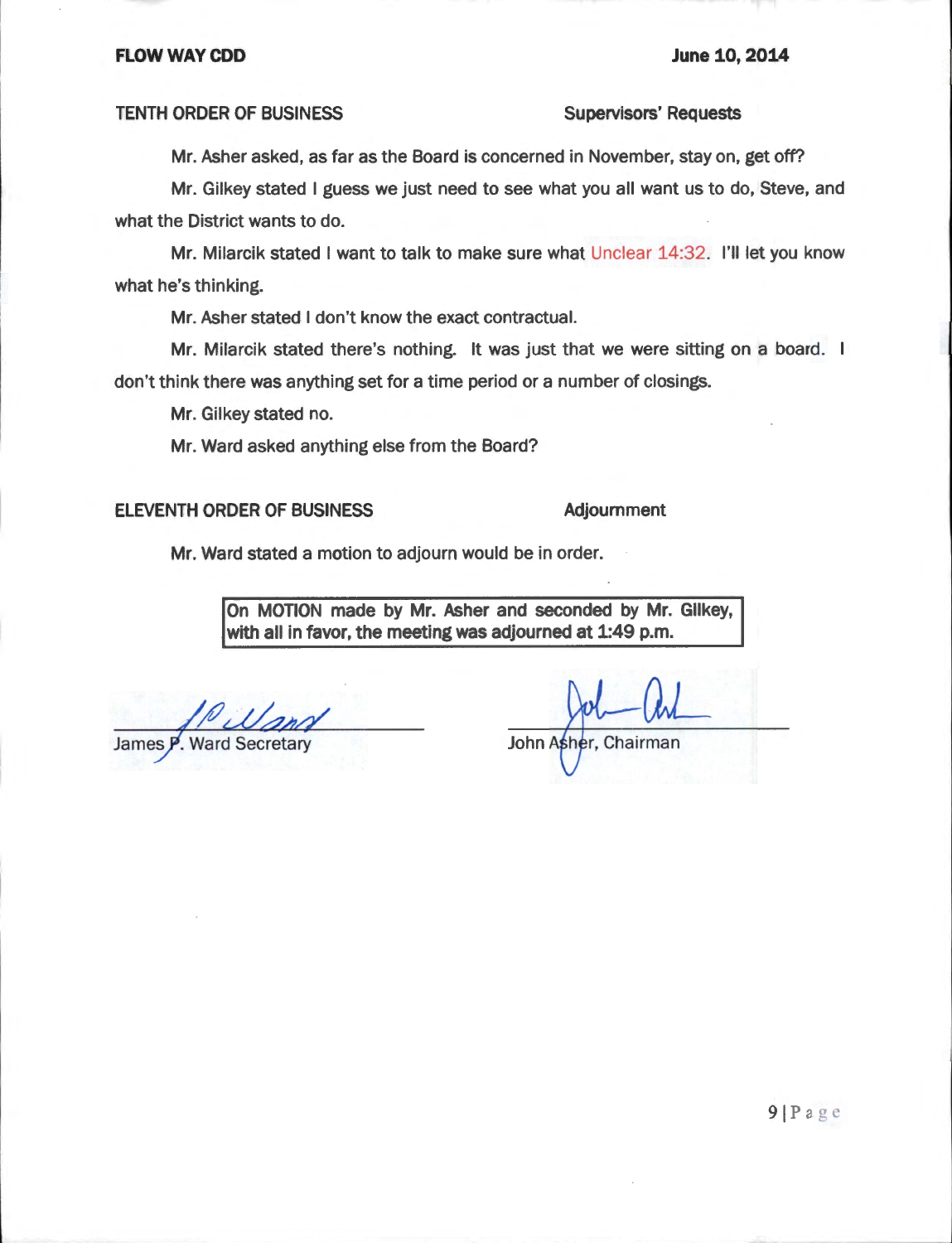## TENTH ORDER OF BUSINESS — Supervisors' Requests

Mr. Asher asked, as far as the Board is concerned in November, stay on, get off?

Mr. Gilkey stated I guess we just need to see what you all want us to do, Steve, and what the District wants to do.

Mr. Milarcik stated I want to talk to make sure what Unclear 14:32. I'll let you know what he's thinking.

Mr. Asher stated I don't know the exact contractual.

Mr. Milarcik stated there's nothing. It was just that we were sitting on a board. I don't think there was anything set for a time period or a number of closings.

Mr. Gilkey stated no.

Mr. Ward asked anything else from the Board?

## ELEVENTH ORDER OF BUSINESS — Adjournment

Mr. Ward stated a motion to adjourn would be in order.

**On MOTION made by Mr. Asher and seconded by Mr. Gilkey, with all in favor, the meeting was adjourned at 1:49 p.m.**

James P. Ward Secretary

John Asher, Chairman